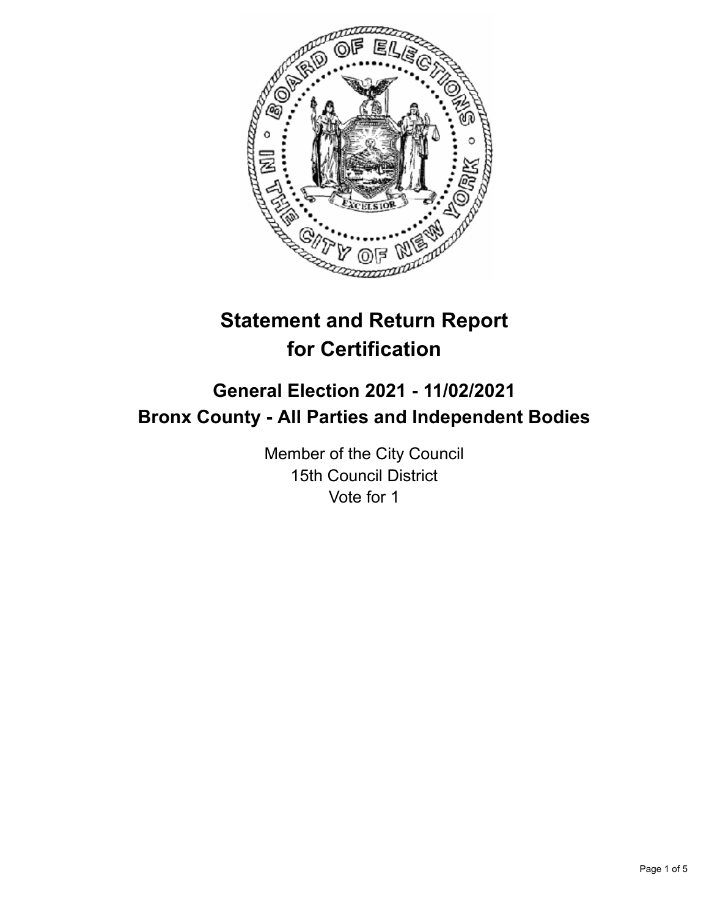# Statement and Return Report for Certification

## General Election 2021 - 11/02/2021
## Bronx County - All Parties and Independent Bodies

Member of the City Council
15th Council District
Vote for 1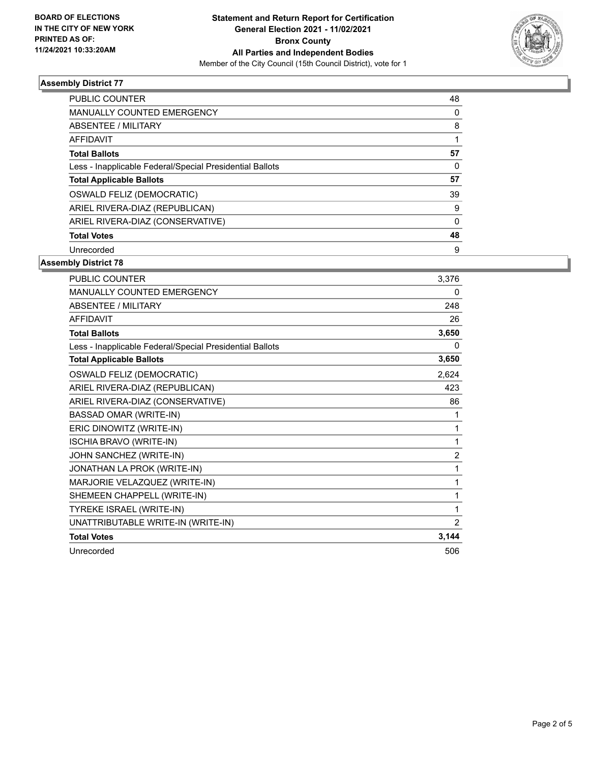**BOARD OF ELECTIONS IN THE CITY OF NEW YORK PRINTED AS OF: 11/24/2021 10:33:20AM**

**Statement and Return Report for Certification General Election 2021 - 11/02/2021 Bronx County All Parties and Independent Bodies**

Member of the City Council (15th Council District), vote for 1

### Assembly District 77

| | |
|---|---|
| PUBLIC COUNTER | 48 |
| MANUALLY COUNTED EMERGENCY | 0 |
| ABSENTEE / MILITARY | 8 |
| AFFIDAVIT | 1 |
| **Total Ballots** | **57** |
| Less - Inapplicable Federal/Special Presidential Ballots | 0 |
| **Total Applicable Ballots** | **57** |
| OSWALD FELIZ (DEMOCRATIC) | 39 |
| ARIEL RIVERA-DIAZ (REPUBLICAN) | 9 |
| ARIEL RIVERA-DIAZ (CONSERVATIVE) | 0 |
| **Total Votes** | **48** |
| Unrecorded | 9 |

### Assembly District 78

| | |
|---|---|
| PUBLIC COUNTER | 3,376 |
| MANUALLY COUNTED EMERGENCY | 0 |
| ABSENTEE / MILITARY | 248 |
| AFFIDAVIT | 26 |
| **Total Ballots** | **3,650** |
| Less - Inapplicable Federal/Special Presidential Ballots | 0 |
| **Total Applicable Ballots** | **3,650** |
| OSWALD FELIZ (DEMOCRATIC) | 2,624 |
| ARIEL RIVERA-DIAZ (REPUBLICAN) | 423 |
| ARIEL RIVERA-DIAZ (CONSERVATIVE) | 86 |
| BASSAD OMAR (WRITE-IN) | 1 |
| ERIC DINOWITZ (WRITE-IN) | 1 |
| ISCHIA BRAVO (WRITE-IN) | 1 |
| JOHN SANCHEZ (WRITE-IN) | 2 |
| JONATHAN LA PROK (WRITE-IN) | 1 |
| MARJORIE VELAZQUEZ (WRITE-IN) | 1 |
| SHEMEEN CHAPPELL (WRITE-IN) | 1 |
| TYREKE ISRAEL (WRITE-IN) | 1 |
| UNATTRIBUTABLE WRITE-IN (WRITE-IN) | 2 |
| **Total Votes** | **3,144** |
| Unrecorded | 506 |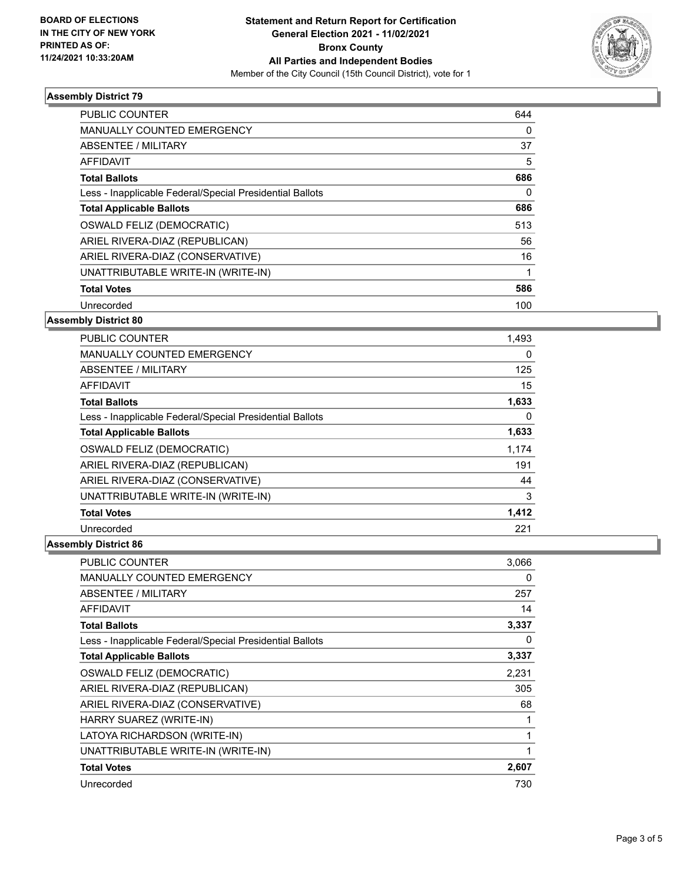**BOARD OF ELECTIONS IN THE CITY OF NEW YORK PRINTED AS OF: 11/24/2021 10:33:20AM**

# Statement and Return Report for Certification General Election 2021 - 11/02/2021 Bronx County All Parties and Independent Bodies

Member of the City Council (15th Council District), vote for 1

## Assembly District 79

| | |
|---|---|
| PUBLIC COUNTER | 644 |
| MANUALLY COUNTED EMERGENCY | 0 |
| ABSENTEE / MILITARY | 37 |
| AFFIDAVIT | 5 |
| **Total Ballots** | **686** |
| Less - Inapplicable Federal/Special Presidential Ballots | 0 |
| **Total Applicable Ballots** | **686** |
| OSWALD FELIZ (DEMOCRATIC) | 513 |
| ARIEL RIVERA-DIAZ (REPUBLICAN) | 56 |
| ARIEL RIVERA-DIAZ (CONSERVATIVE) | 16 |
| UNATTRIBUTABLE WRITE-IN (WRITE-IN) | 1 |
| **Total Votes** | **586** |
| Unrecorded | 100 |

## Assembly District 80

| | |
|---|---|
| PUBLIC COUNTER | 1,493 |
| MANUALLY COUNTED EMERGENCY | 0 |
| ABSENTEE / MILITARY | 125 |
| AFFIDAVIT | 15 |
| **Total Ballots** | **1,633** |
| Less - Inapplicable Federal/Special Presidential Ballots | 0 |
| **Total Applicable Ballots** | **1,633** |
| OSWALD FELIZ (DEMOCRATIC) | 1,174 |
| ARIEL RIVERA-DIAZ (REPUBLICAN) | 191 |
| ARIEL RIVERA-DIAZ (CONSERVATIVE) | 44 |
| UNATTRIBUTABLE WRITE-IN (WRITE-IN) | 3 |
| **Total Votes** | **1,412** |
| Unrecorded | 221 |

## Assembly District 86

| | |
|---|---|
| PUBLIC COUNTER | 3,066 |
| MANUALLY COUNTED EMERGENCY | 0 |
| ABSENTEE / MILITARY | 257 |
| AFFIDAVIT | 14 |
| **Total Ballots** | **3,337** |
| Less - Inapplicable Federal/Special Presidential Ballots | 0 |
| **Total Applicable Ballots** | **3,337** |
| OSWALD FELIZ (DEMOCRATIC) | 2,231 |
| ARIEL RIVERA-DIAZ (REPUBLICAN) | 305 |
| ARIEL RIVERA-DIAZ (CONSERVATIVE) | 68 |
| HARRY SUAREZ (WRITE-IN) | 1 |
| LATOYA RICHARDSON (WRITE-IN) | 1 |
| UNATTRIBUTABLE WRITE-IN (WRITE-IN) | 1 |
| **Total Votes** | **2,607** |
| Unrecorded | 730 |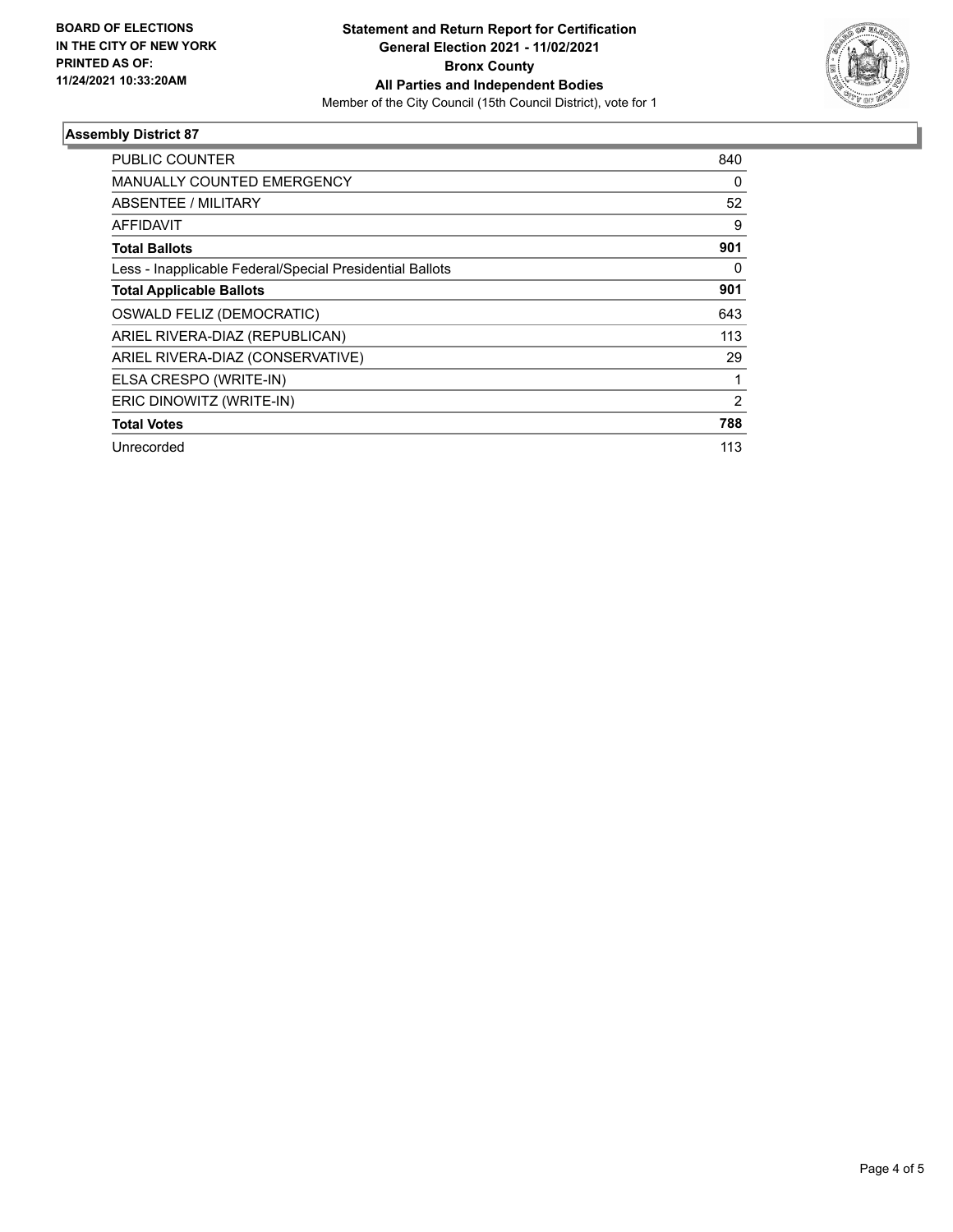**BOARD OF ELECTIONS IN THE CITY OF NEW YORK PRINTED AS OF: 11/24/2021 10:33:20AM**

**Statement and Return Report for Certification General Election 2021 - 11/02/2021 Bronx County All Parties and Independent Bodies**

Member of the City Council (15th Council District), vote for 1

## Assembly District 87

| | |
|---|---|
| PUBLIC COUNTER | 840 |
| MANUALLY COUNTED EMERGENCY | 0 |
| ABSENTEE / MILITARY | 52 |
| AFFIDAVIT | 9 |
| **Total Ballots** | **901** |
| Less - Inapplicable Federal/Special Presidential Ballots | 0 |
| **Total Applicable Ballots** | **901** |
| OSWALD FELIZ (DEMOCRATIC) | 643 |
| ARIEL RIVERA-DIAZ (REPUBLICAN) | 113 |
| ARIEL RIVERA-DIAZ (CONSERVATIVE) | 29 |
| ELSA CRESPO (WRITE-IN) | 1 |
| ERIC DINOWITZ (WRITE-IN) | 2 |
| **Total Votes** | **788** |
| Unrecorded | 113 |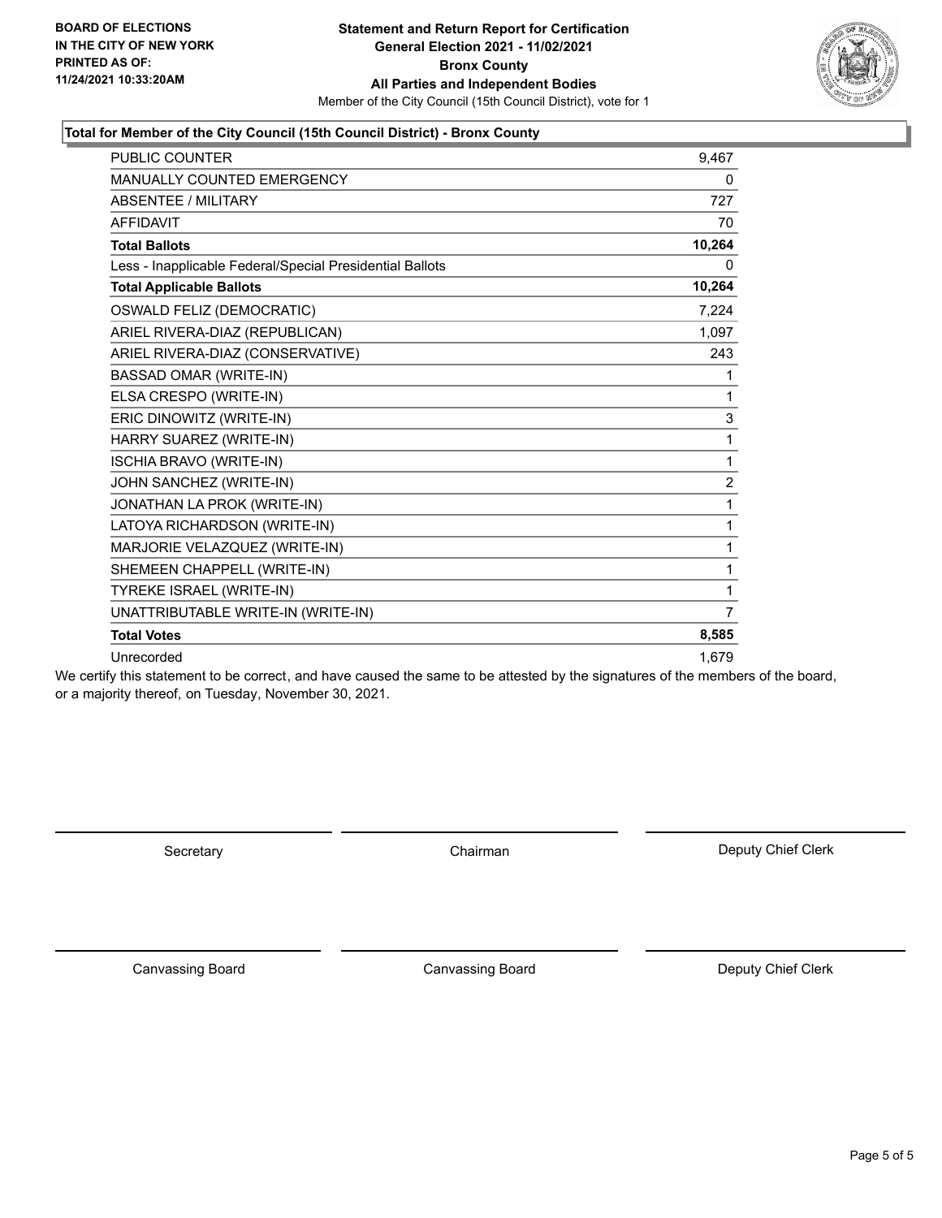**BOARD OF ELECTIONS IN THE CITY OF NEW YORK PRINTED AS OF: 11/24/2021 10:33:20AM**

**Statement and Return Report for Certification General Election 2021 - 11/02/2021 Bronx County All Parties and Independent Bodies**

Member of the City Council (15th Council District), vote for 1

### Total for Member of the City Council (15th Council District) - Bronx County

| | |
|---|---|
| PUBLIC COUNTER | 9,467 |
| MANUALLY COUNTED EMERGENCY | 0 |
| ABSENTEE / MILITARY | 727 |
| AFFIDAVIT | 70 |
| **Total Ballots** | **10,264** |
| Less - Inapplicable Federal/Special Presidential Ballots | 0 |
| **Total Applicable Ballots** | **10,264** |
| OSWALD FELIZ (DEMOCRATIC) | 7,224 |
| ARIEL RIVERA-DIAZ (REPUBLICAN) | 1,097 |
| ARIEL RIVERA-DIAZ (CONSERVATIVE) | 243 |
| BASSAD OMAR (WRITE-IN) | 1 |
| ELSA CRESPO (WRITE-IN) | 1 |
| ERIC DINOWITZ (WRITE-IN) | 3 |
| HARRY SUAREZ (WRITE-IN) | 1 |
| ISCHIA BRAVO (WRITE-IN) | 1 |
| JOHN SANCHEZ (WRITE-IN) | 2 |
| JONATHAN LA PROK (WRITE-IN) | 1 |
| LATOYA RICHARDSON (WRITE-IN) | 1 |
| MARJORIE VELAZQUEZ (WRITE-IN) | 1 |
| SHEMEEN CHAPPELL (WRITE-IN) | 1 |
| TYREKE ISRAEL (WRITE-IN) | 1 |
| UNATTRIBUTABLE WRITE-IN (WRITE-IN) | 7 |
| **Total Votes** | **8,585** |
| Unrecorded | 1,679 |

We certify this statement to be correct, and have caused the same to be attested by the signatures of the members of the board, or a majority thereof, on Tuesday, November 30, 2021.

Secretary | Chairman | Deputy Chief Clerk

Canvassing Board | Canvassing Board | Deputy Chief Clerk